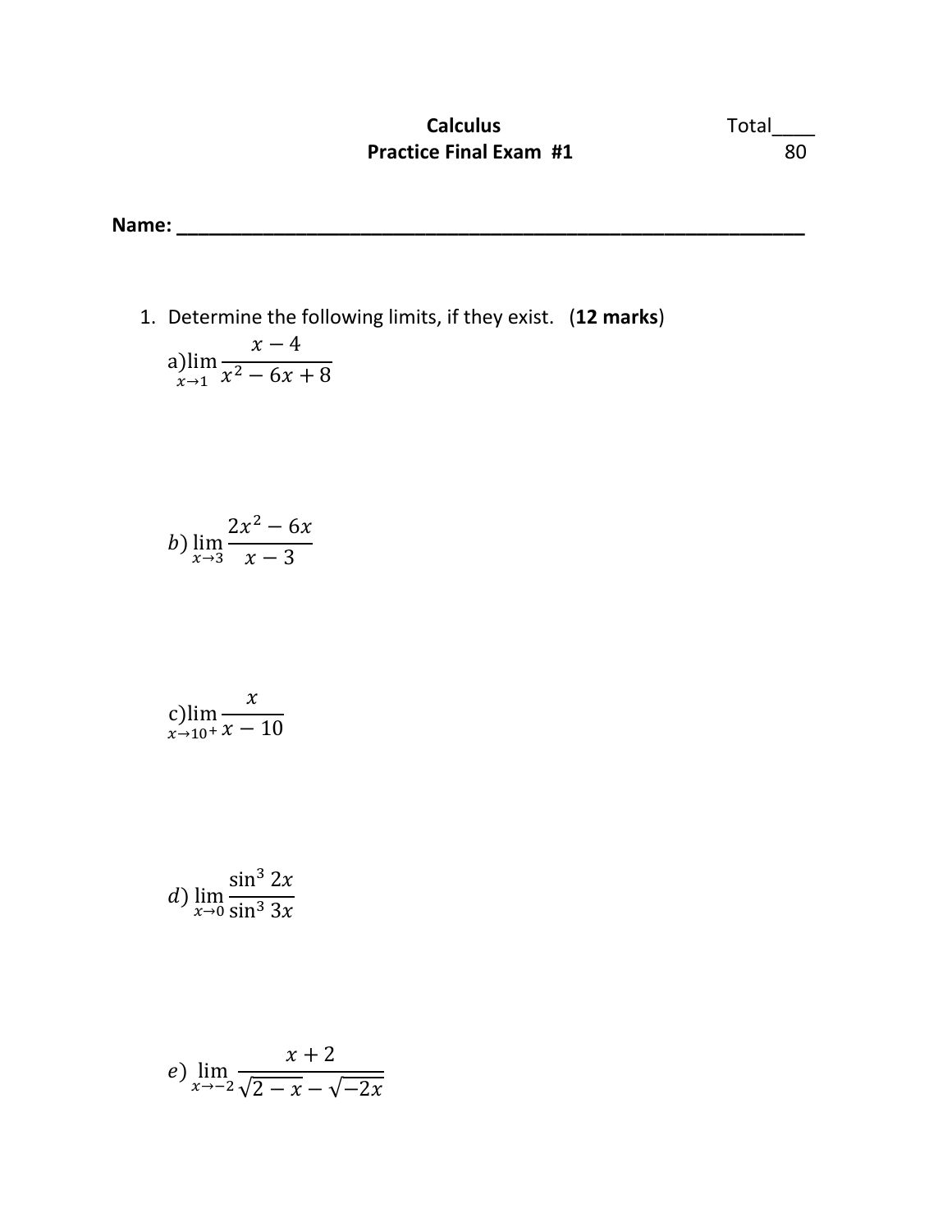**Calculus**

**Practice Final Exam #1**

Total____
80

**Name: ___________________________________________________________**

1. Determine the following limits, if they exist. (**12 marks**)

a) $\lim\limits_{x\to1}\dfrac{x-4}{x^2-6x+8}$

b) $\lim\limits_{x\to3}\dfrac{2x^2-6x}{x-3}$

c) $\lim\limits_{x\to10^+}\dfrac{x}{x-10}$

d) $\lim\limits_{x\to0}\dfrac{\sin^3 2x}{\sin^3 3x}$

e) $\lim\limits_{x\to-2}\dfrac{x+2}{\sqrt{2-x}-\sqrt{-2x}}$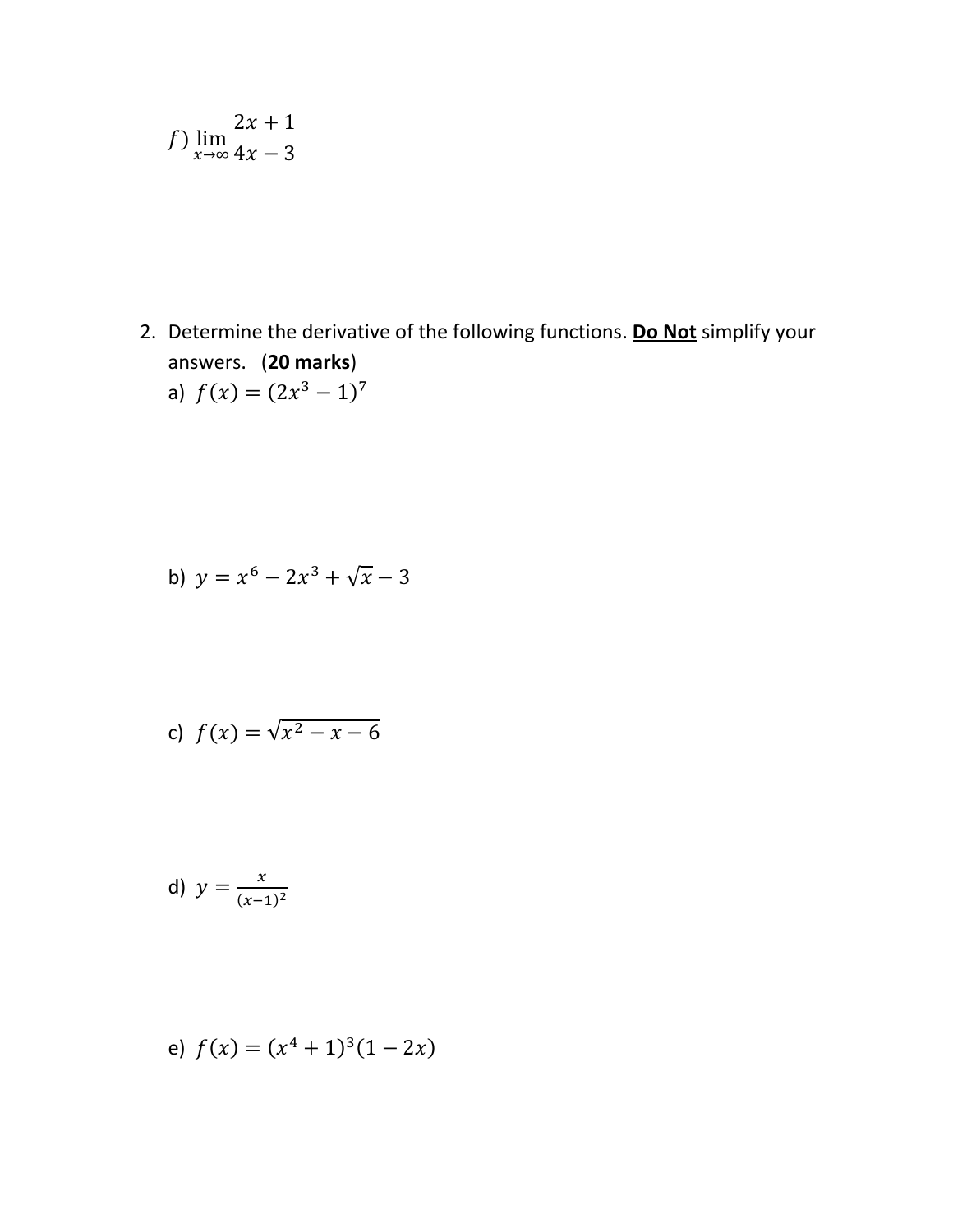$f)\ \lim_{x\to\infty} \frac{2x+1}{4x-3}$

2. Determine the derivative of the following functions. **Do Not** simplify your answers. (**20 marks**)

   a) $f(x) = (2x^3 - 1)^7$

   b) $y = x^6 - 2x^3 + \sqrt{x} - 3$

   c) $f(x) = \sqrt{x^2 - x - 6}$

   d) $y = \frac{x}{(x-1)^2}$

   e) $f(x) = (x^4 + 1)^3(1 - 2x)$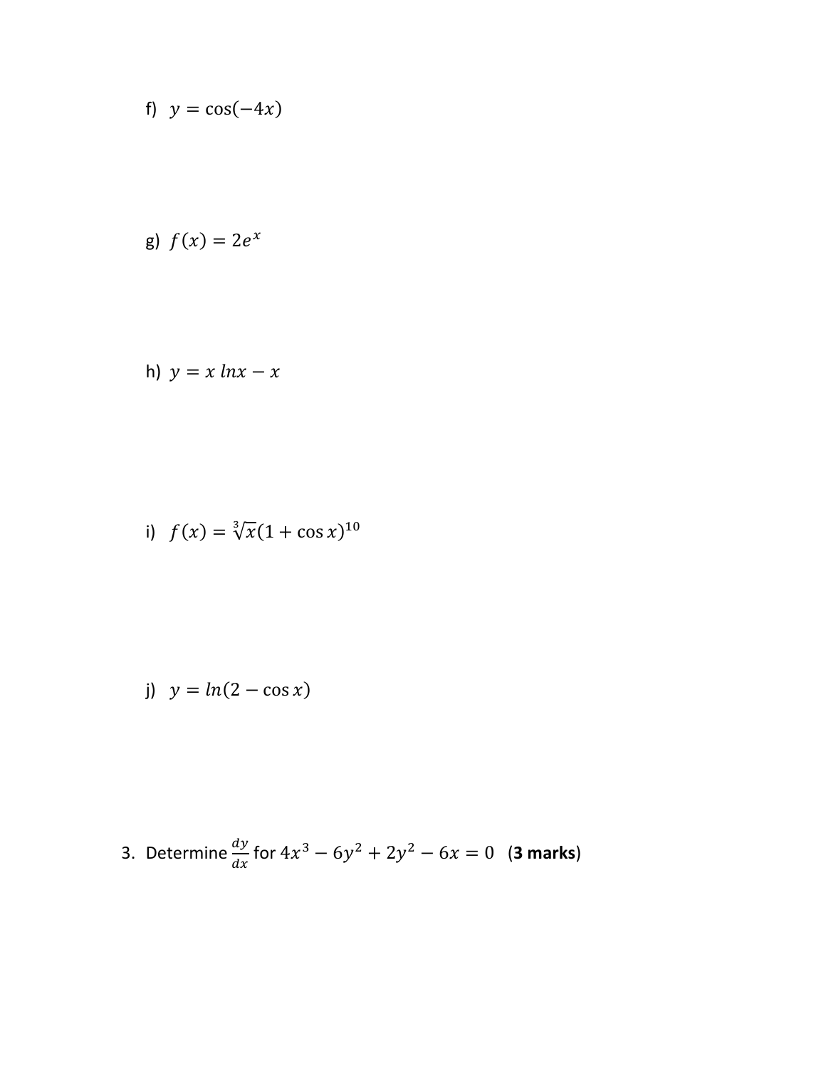f) $y = \cos(-4x)$

g) $f(x) = 2e^{x}$

h) $y = x\ lnx - x$

i) $f(x) = \sqrt[3]{x}(1 + \cos x)^{10}$

j) $y = ln(2 - \cos x)$

3. Determine $\frac{dy}{dx}$ for $4x^3 - 6y^2 + 2y^2 - 6x = 0$ (**3 marks**)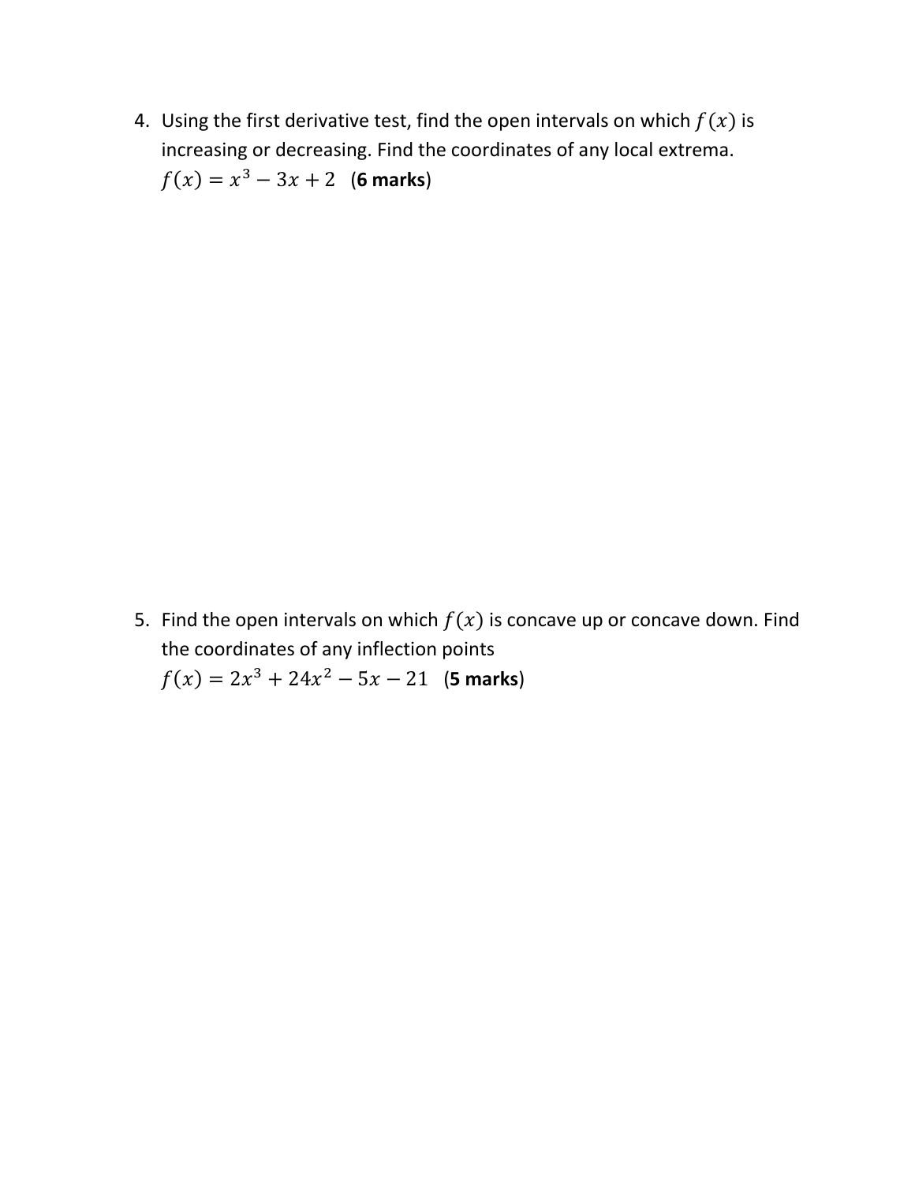4. Using the first derivative test, find the open intervals on which $f(x)$ is increasing or decreasing. Find the coordinates of any local extrema.
   $f(x) = x^3 - 3x + 2$ (**6 marks**)

5. Find the open intervals on which $f(x)$ is concave up or concave down. Find the coordinates of any inflection points
   $f(x) = 2x^3 + 24x^2 - 5x - 21$ (**5 marks**)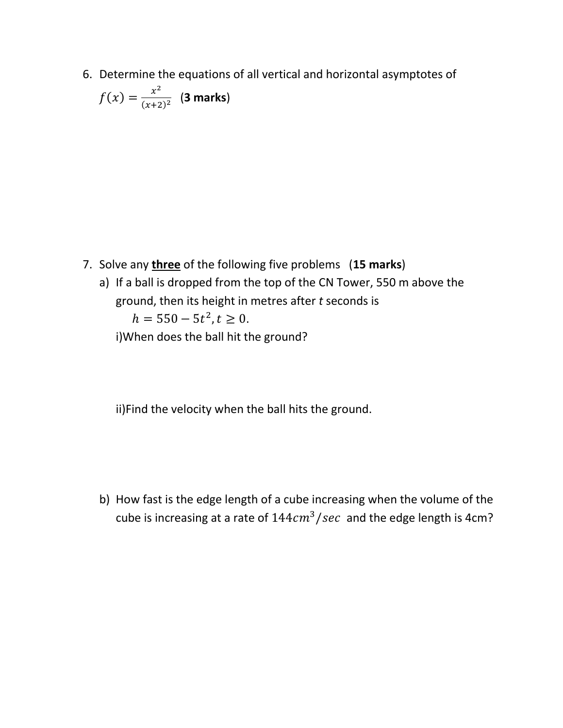6. Determine the equations of all vertical and horizontal asymptotes of $f(x) = \frac{x^2}{(x+2)^2}$ (**3 marks**)

7. Solve any **<u>three</u>** of the following five problems (**15 marks**)

   a) If a ball is dropped from the top of the CN Tower, 550 m above the ground, then its height in metres after *t* seconds is
   $$h = 550 - 5t^2, t \geq 0.$$
   i)When does the ball hit the ground?

   ii)Find the velocity when the ball hits the ground.

   b) How fast is the edge length of a cube increasing when the volume of the cube is increasing at a rate of $144cm^3/sec$ and the edge length is 4cm?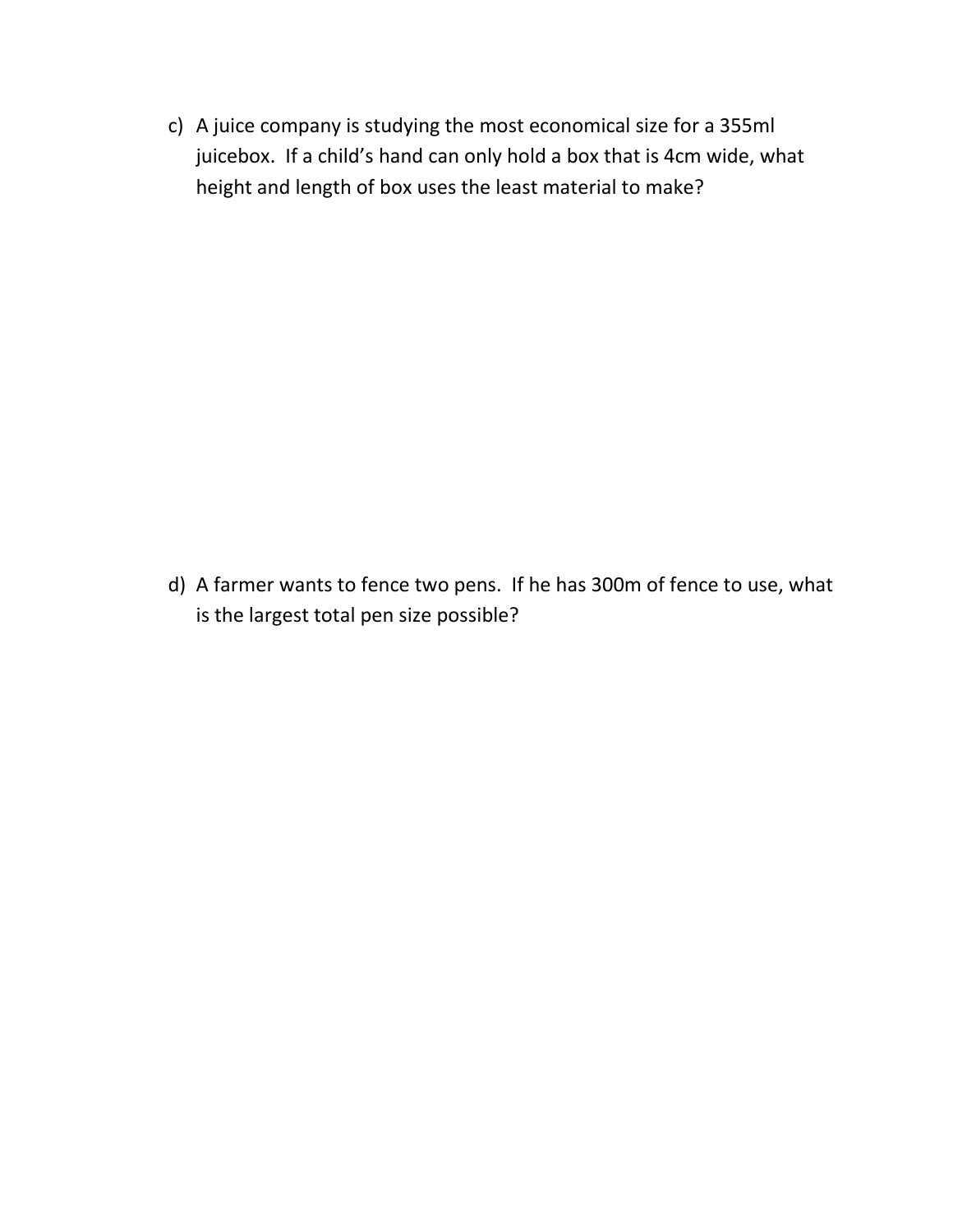c) A juice company is studying the most economical size for a 355ml juicebox. If a child's hand can only hold a box that is 4cm wide, what height and length of box uses the least material to make?

d) A farmer wants to fence two pens. If he has 300m of fence to use, what is the largest total pen size possible?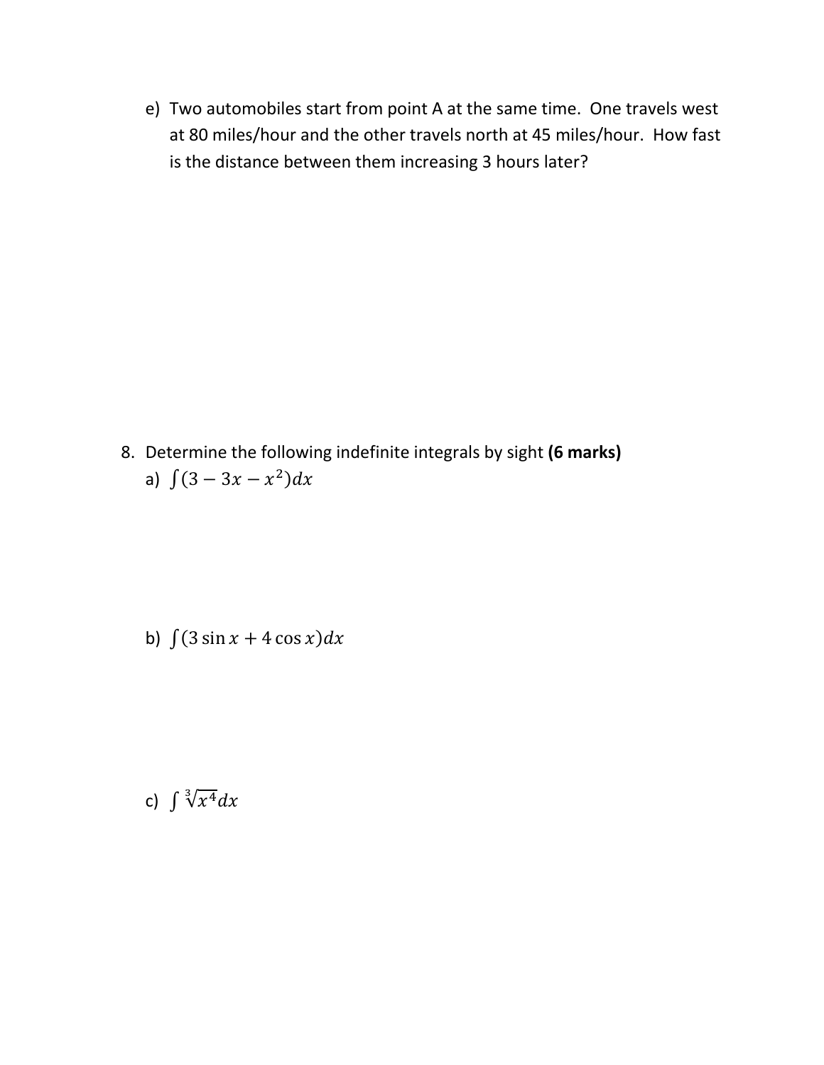e) Two automobiles start from point A at the same time. One travels west at 80 miles/hour and the other travels north at 45 miles/hour. How fast is the distance between them increasing 3 hours later?

8. Determine the following indefinite integrals by sight **(6 marks)**

   a) $\int (3 - 3x - x^2)dx$

   b) $\int (3\sin x + 4\cos x)dx$

   c) $\int \sqrt[3]{x^4}dx$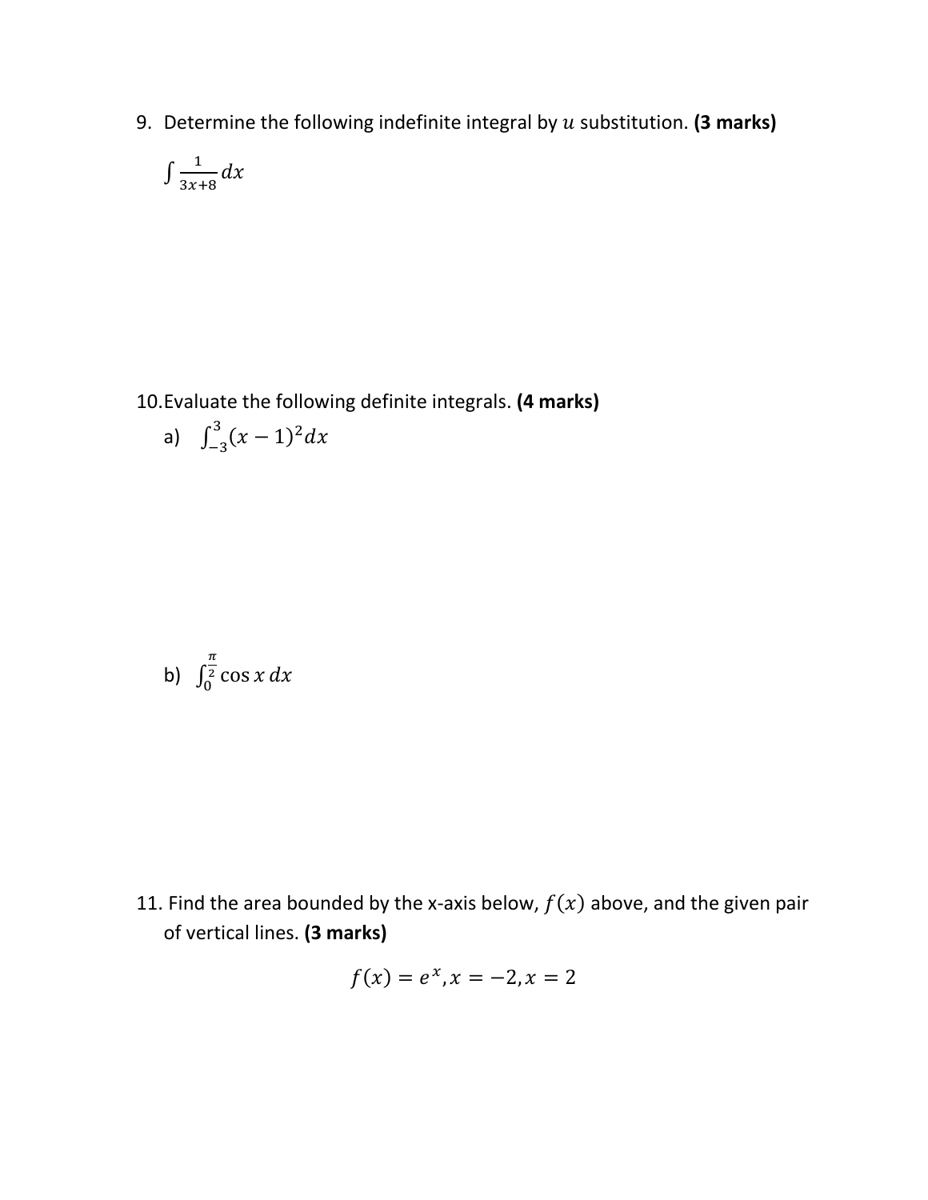9. Determine the following indefinite integral by $u$ substitution. **(3 marks)**

$$\int \frac{1}{3x+8} dx$$

10. Evaluate the following definite integrals. **(4 marks)**

a) $\int_{-3}^{3} (x-1)^2 dx$

b) $\int_{0}^{\frac{\pi}{2}} \cos x \, dx$

11. Find the area bounded by the x-axis below, $f(x)$ above, and the given pair of vertical lines. **(3 marks)**

$$f(x) = e^x, x = -2, x = 2$$